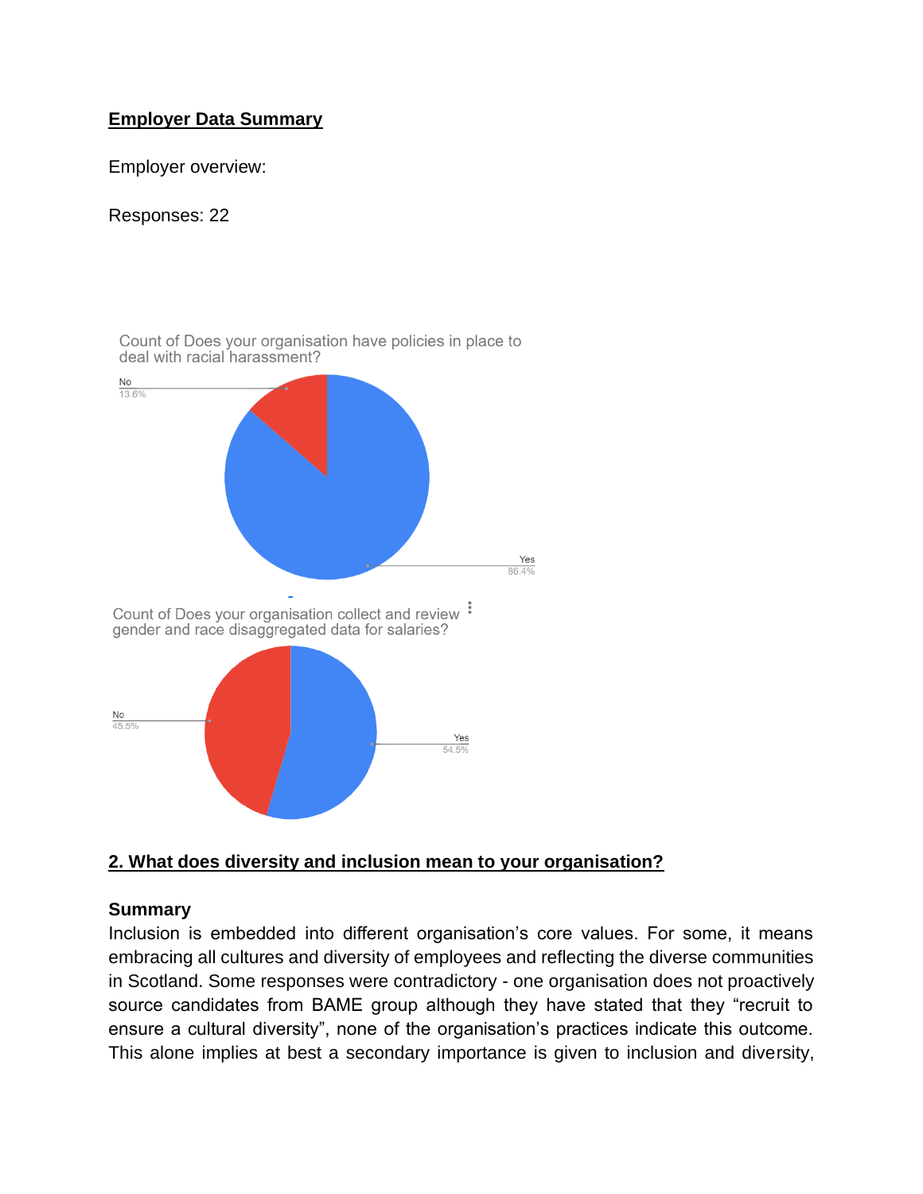**Employer Data Summary**

Employer overview:

Responses: 22

Count of Does your organisation have policies in place to deal with racial harassment?

No 13.6%

Yes 86.4%

Count of Does your organisation collect and review gender and race disaggregated data for salaries?

No 45.5%

Yes 54.5%

## 2. What does diversity and inclusion mean to your organisation?

**Summary**

Inclusion is embedded into different organisation's core values. For some, it means embracing all cultures and diversity of employees and reflecting the diverse communities in Scotland. Some responses were contradictory - one organisation does not proactively source candidates from BAME group although they have stated that they "recruit to ensure a cultural diversity", none of the organisation's practices indicate this outcome. This alone implies at best a secondary importance is given to inclusion and diversity,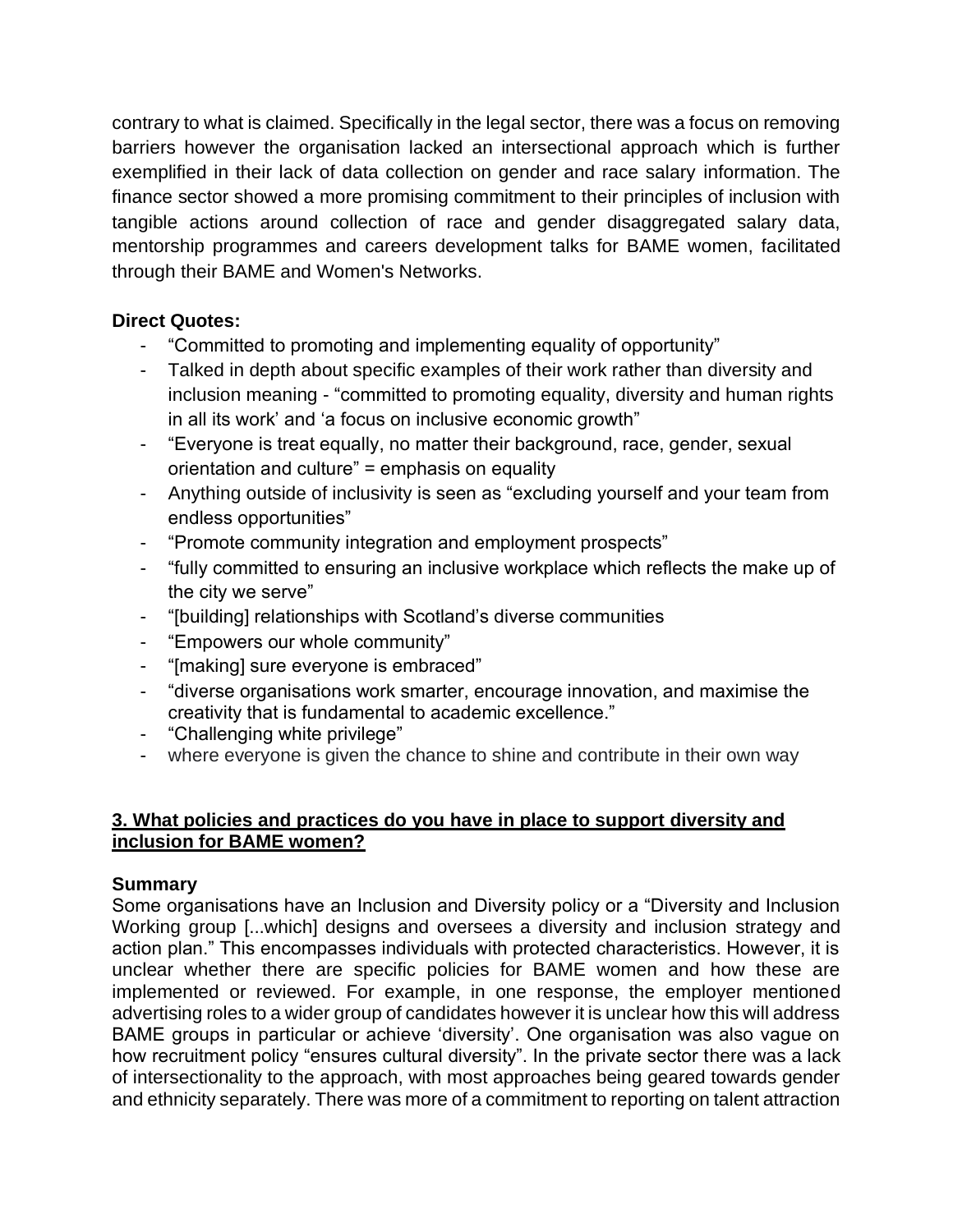contrary to what is claimed. Specifically in the legal sector, there was a focus on removing barriers however the organisation lacked an intersectional approach which is further exemplified in their lack of data collection on gender and race salary information. The finance sector showed a more promising commitment to their principles of inclusion with tangible actions around collection of race and gender disaggregated salary data, mentorship programmes and careers development talks for BAME women, facilitated through their BAME and Women's Networks.

**Direct Quotes:**

- "Committed to promoting and implementing equality of opportunity"
- Talked in depth about specific examples of their work rather than diversity and inclusion meaning - "committed to promoting equality, diversity and human rights in all its work' and 'a focus on inclusive economic growth"
- "Everyone is treat equally, no matter their background, race, gender, sexual orientation and culture" = emphasis on equality
- Anything outside of inclusivity is seen as "excluding yourself and your team from endless opportunities"
- "Promote community integration and employment prospects"
- "fully committed to ensuring an inclusive workplace which reflects the make up of the city we serve"
- "[building] relationships with Scotland's diverse communities
- "Empowers our whole community"
- "[making] sure everyone is embraced"
- "diverse organisations work smarter, encourage innovation, and maximise the creativity that is fundamental to academic excellence."
- "Challenging white privilege"
- where everyone is given the chance to shine and contribute in their own way

## 3. What policies and practices do you have in place to support diversity and inclusion for BAME women?

**Summary**

Some organisations have an Inclusion and Diversity policy or a "Diversity and Inclusion Working group [...which] designs and oversees a diversity and inclusion strategy and action plan." This encompasses individuals with protected characteristics. However, it is unclear whether there are specific policies for BAME women and how these are implemented or reviewed. For example, in one response, the employer mentioned advertising roles to a wider group of candidates however it is unclear how this will address BAME groups in particular or achieve 'diversity'. One organisation was also vague on how recruitment policy "ensures cultural diversity". In the private sector there was a lack of intersectionality to the approach, with most approaches being geared towards gender and ethnicity separately. There was more of a commitment to reporting on talent attraction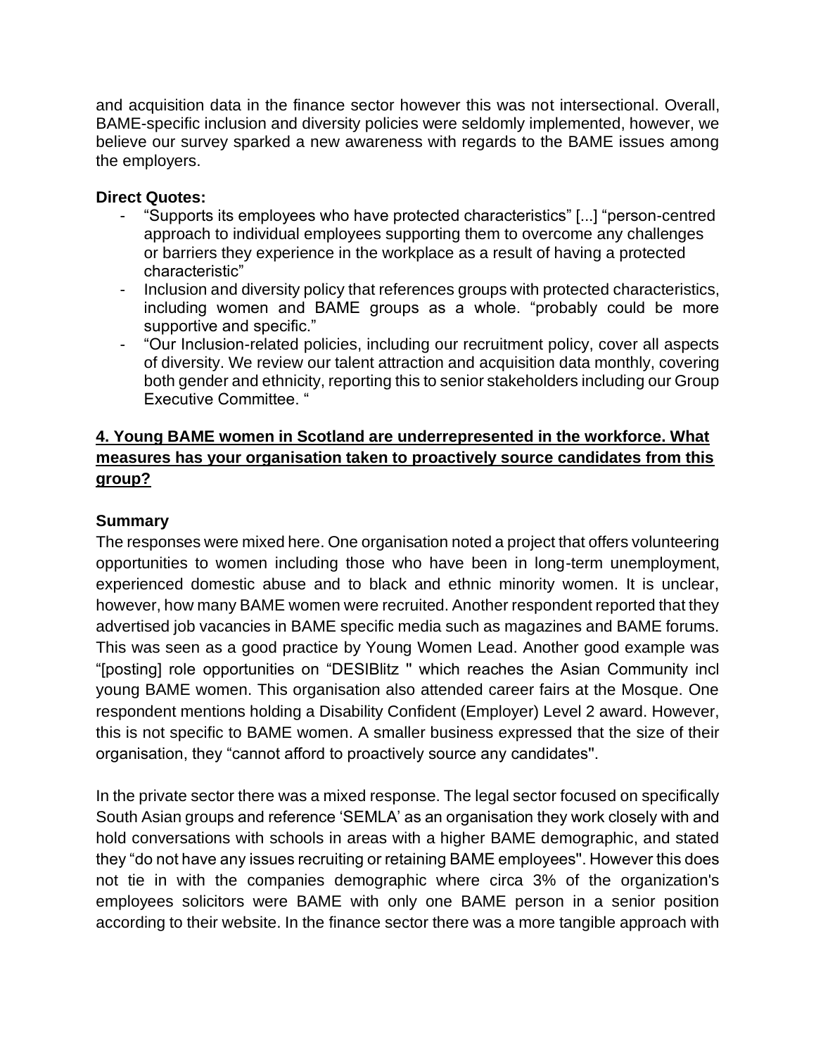and acquisition data in the finance sector however this was not intersectional. Overall, BAME-specific inclusion and diversity policies were seldomly implemented, however, we believe our survey sparked a new awareness with regards to the BAME issues among the employers.

**Direct Quotes:**

- "Supports its employees who have protected characteristics" [...] "person-centred approach to individual employees supporting them to overcome any challenges or barriers they experience in the workplace as a result of having a protected characteristic"
- Inclusion and diversity policy that references groups with protected characteristics, including women and BAME groups as a whole. "probably could be more supportive and specific."
- "Our Inclusion-related policies, including our recruitment policy, cover all aspects of diversity. We review our talent attraction and acquisition data monthly, covering both gender and ethnicity, reporting this to senior stakeholders including our Group Executive Committee. "

## 4. Young BAME women in Scotland are underrepresented in the workforce. What measures has your organisation taken to proactively source candidates from this group?

**Summary**

The responses were mixed here. One organisation noted a project that offers volunteering opportunities to women including those who have been in long-term unemployment, experienced domestic abuse and to black and ethnic minority women. It is unclear, however, how many BAME women were recruited. Another respondent reported that they advertised job vacancies in BAME specific media such as magazines and BAME forums. This was seen as a good practice by Young Women Lead. Another good example was "[posting] role opportunities on "DESIBlitz " which reaches the Asian Community incl young BAME women. This organisation also attended career fairs at the Mosque. One respondent mentions holding a Disability Confident (Employer) Level 2 award. However, this is not specific to BAME women. A smaller business expressed that the size of their organisation, they "cannot afford to proactively source any candidates".

In the private sector there was a mixed response. The legal sector focused on specifically South Asian groups and reference 'SEMLA' as an organisation they work closely with and hold conversations with schools in areas with a higher BAME demographic, and stated they "do not have any issues recruiting or retaining BAME employees". However this does not tie in with the companies demographic where circa 3% of the organization's employees solicitors were BAME with only one BAME person in a senior position according to their website. In the finance sector there was a more tangible approach with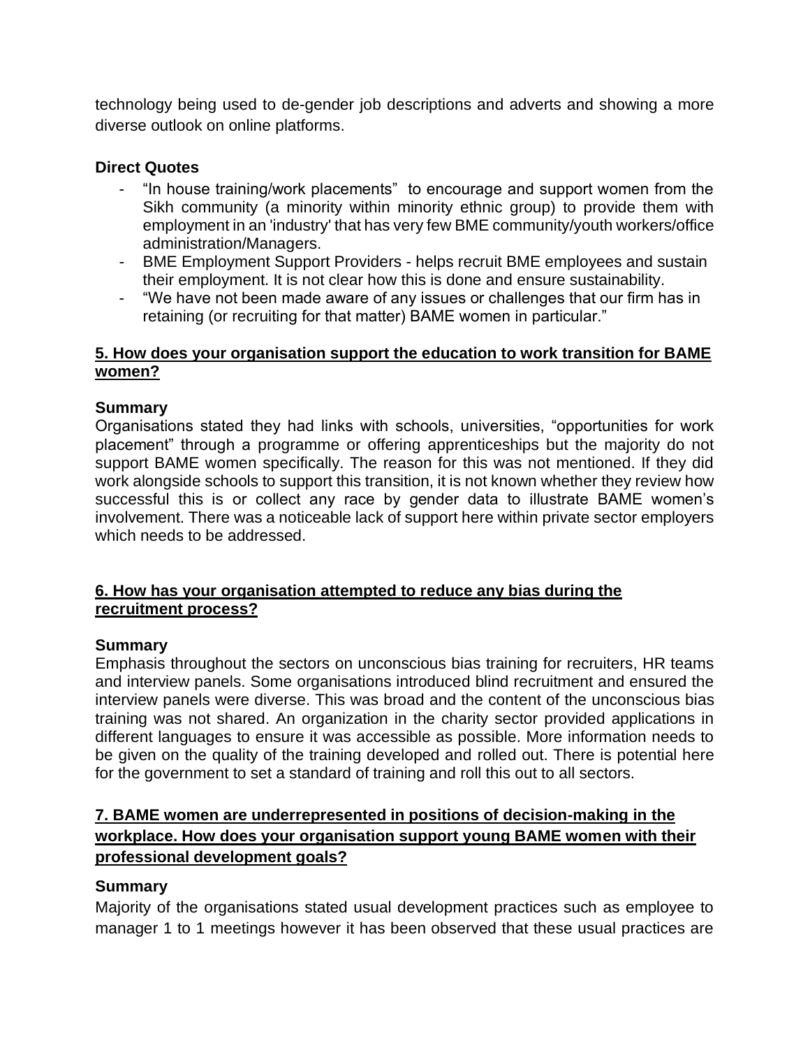technology being used to de-gender job descriptions and adverts and showing a more diverse outlook on online platforms.

**Direct Quotes**

- "In house training/work placements" to encourage and support women from the Sikh community (a minority within minority ethnic group) to provide them with employment in an 'industry' that has very few BME community/youth workers/office administration/Managers.
- BME Employment Support Providers - helps recruit BME employees and sustain their employment. It is not clear how this is done and ensure sustainability.
- "We have not been made aware of any issues or challenges that our firm has in retaining (or recruiting for that matter) BAME women in particular."

## 5. How does your organisation support the education to work transition for BAME women?

**Summary**

Organisations stated they had links with schools, universities, "opportunities for work placement" through a programme or offering apprenticeships but the majority do not support BAME women specifically. The reason for this was not mentioned. If they did work alongside schools to support this transition, it is not known whether they review how successful this is or collect any race by gender data to illustrate BAME women's involvement. There was a noticeable lack of support here within private sector employers which needs to be addressed.

## 6. How has your organisation attempted to reduce any bias during the recruitment process?

**Summary**

Emphasis throughout the sectors on unconscious bias training for recruiters, HR teams and interview panels. Some organisations introduced blind recruitment and ensured the interview panels were diverse. This was broad and the content of the unconscious bias training was not shared. An organization in the charity sector provided applications in different languages to ensure it was accessible as possible. More information needs to be given on the quality of the training developed and rolled out. There is potential here for the government to set a standard of training and roll this out to all sectors.

## 7. BAME women are underrepresented in positions of decision-making in the workplace. How does your organisation support young BAME women with their professional development goals?

**Summary**

Majority of the organisations stated usual development practices such as employee to manager 1 to 1 meetings however it has been observed that these usual practices are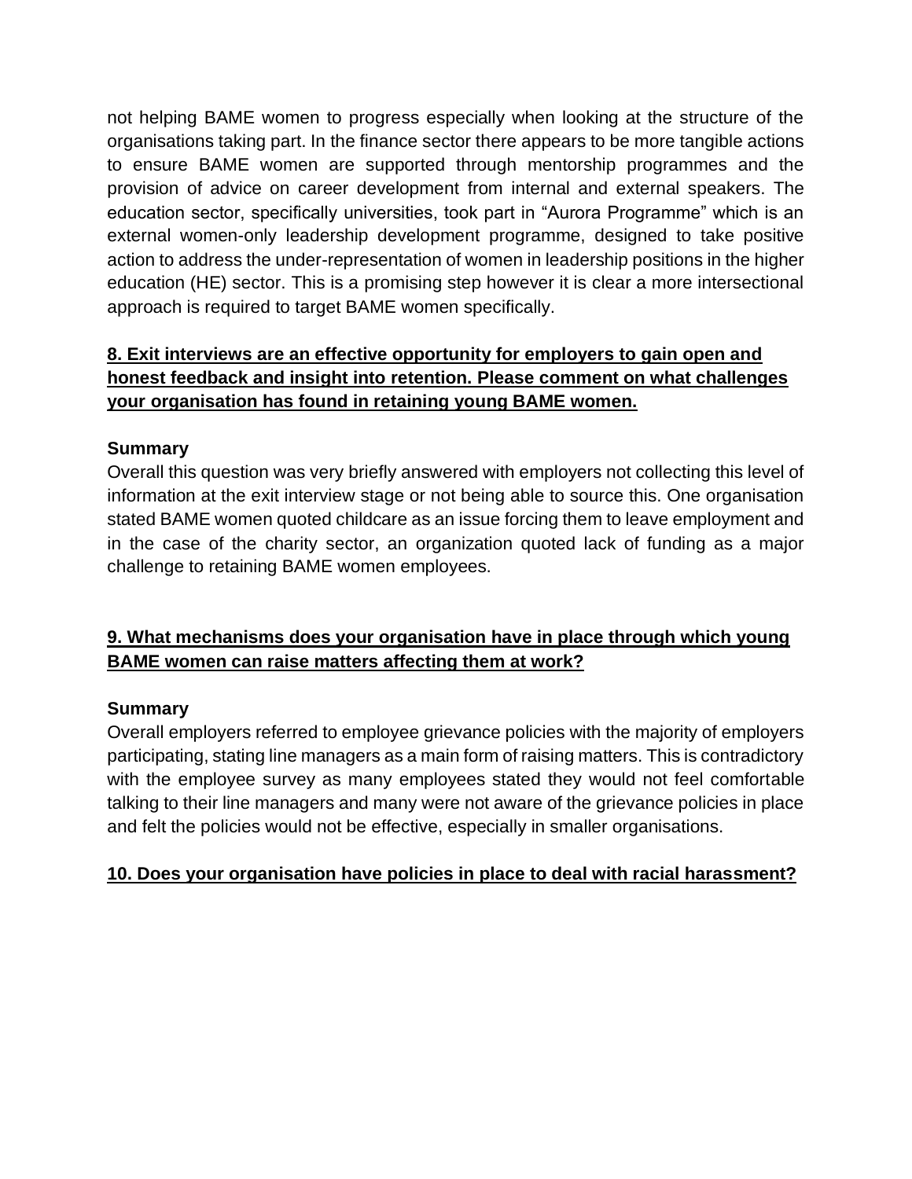not helping BAME women to progress especially when looking at the structure of the organisations taking part. In the finance sector there appears to be more tangible actions to ensure BAME women are supported through mentorship programmes and the provision of advice on career development from internal and external speakers. The education sector, specifically universities, took part in "Aurora Programme" which is an external women-only leadership development programme, designed to take positive action to address the under-representation of women in leadership positions in the higher education (HE) sector. This is a promising step however it is clear a more intersectional approach is required to target BAME women specifically.

**8. Exit interviews are an effective opportunity for employers to gain open and honest feedback and insight into retention. Please comment on what challenges your organisation has found in retaining young BAME women.**

**Summary**

Overall this question was very briefly answered with employers not collecting this level of information at the exit interview stage or not being able to source this. One organisation stated BAME women quoted childcare as an issue forcing them to leave employment and in the case of the charity sector, an organization quoted lack of funding as a major challenge to retaining BAME women employees.

**9. What mechanisms does your organisation have in place through which young BAME women can raise matters affecting them at work?**

**Summary**

Overall employers referred to employee grievance policies with the majority of employers participating, stating line managers as a main form of raising matters. This is contradictory with the employee survey as many employees stated they would not feel comfortable talking to their line managers and many were not aware of the grievance policies in place and felt the policies would not be effective, especially in smaller organisations.

**10. Does your organisation have policies in place to deal with racial harassment?**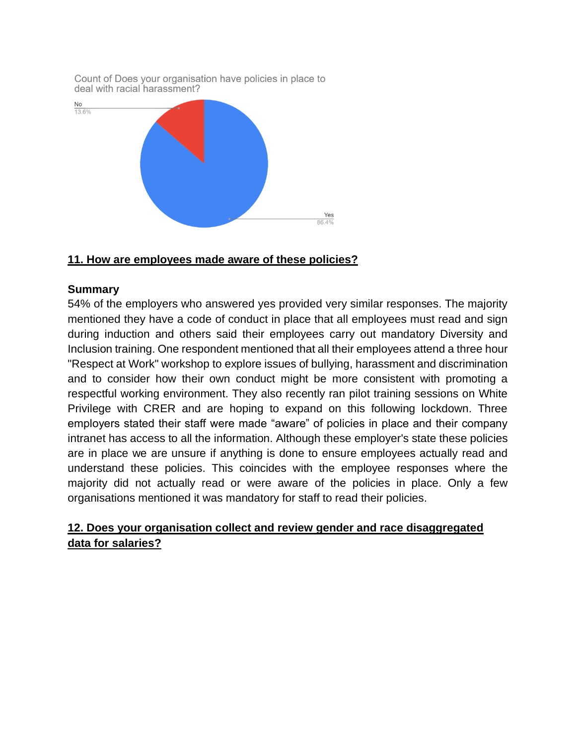Count of Does your organisation have policies in place to deal with racial harassment?

No 13.6%

Yes 86.4%

**11. How are employees made aware of these policies?**

**Summary**

54% of the employers who answered yes provided very similar responses. The majority mentioned they have a code of conduct in place that all employees must read and sign during induction and others said their employees carry out mandatory Diversity and Inclusion training. One respondent mentioned that all their employees attend a three hour "Respect at Work" workshop to explore issues of bullying, harassment and discrimination and to consider how their own conduct might be more consistent with promoting a respectful working environment. They also recently ran pilot training sessions on White Privilege with CRER and are hoping to expand on this following lockdown. Three employers stated their staff were made "aware" of policies in place and their company intranet has access to all the information. Although these employer's state these policies are in place we are unsure if anything is done to ensure employees actually read and understand these policies. This coincides with the employee responses where the majority did not actually read or were aware of the policies in place. Only a few organisations mentioned it was mandatory for staff to read their policies.

**12. Does your organisation collect and review gender and race disaggregated data for salaries?**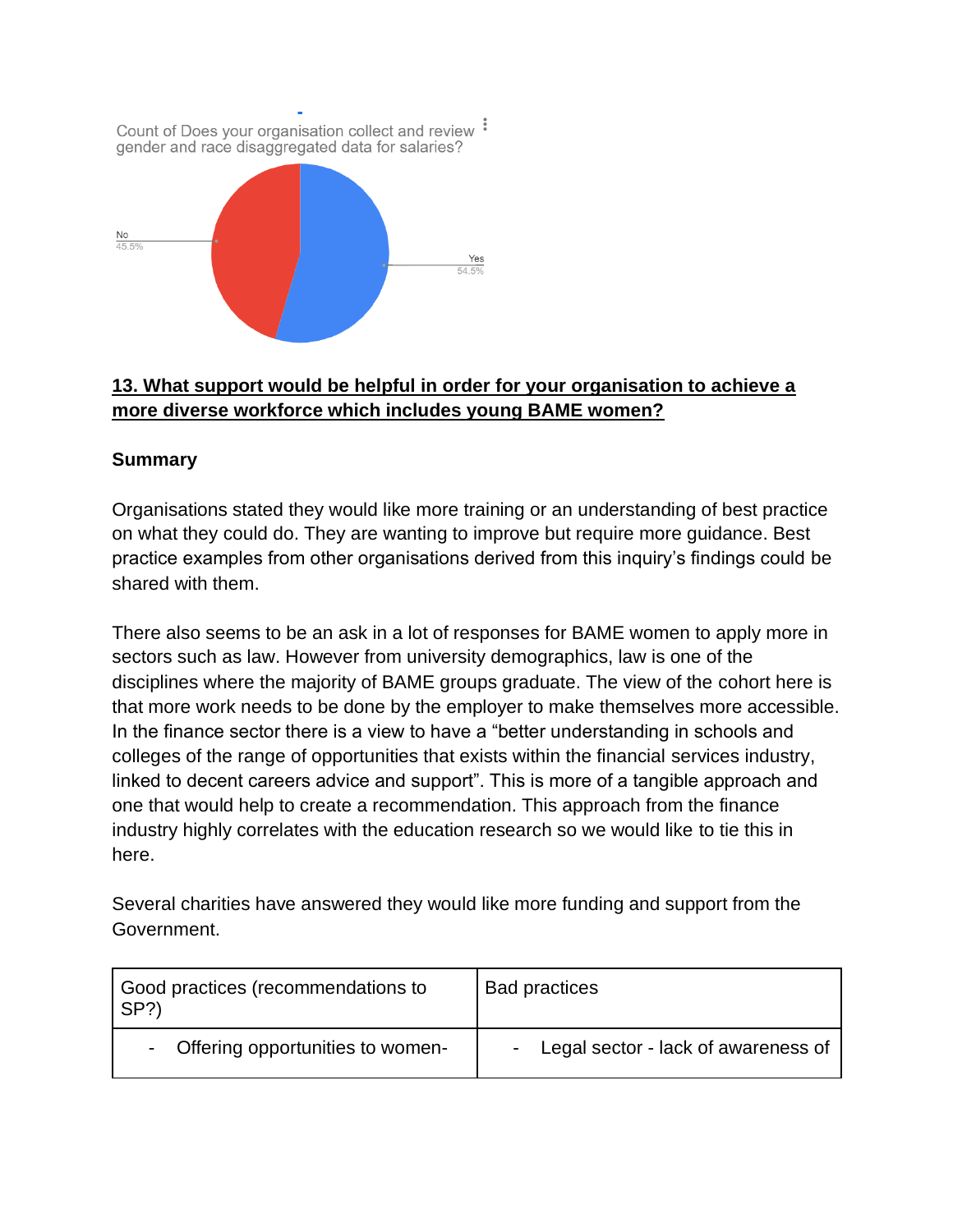Count of Does your organisation collect and review gender and race disaggregated data for salaries?

No 45.5%

Yes 54.5%

## 13. What support would be helpful in order for your organisation to achieve a more diverse workforce which includes young BAME women?

**Summary**

Organisations stated they would like more training or an understanding of best practice on what they could do. They are wanting to improve but require more guidance. Best practice examples from other organisations derived from this inquiry's findings could be shared with them.

There also seems to be an ask in a lot of responses for BAME women to apply more in sectors such as law. However from university demographics, law is one of the disciplines where the majority of BAME groups graduate. The view of the cohort here is that more work needs to be done by the employer to make themselves more accessible. In the finance sector there is a view to have a "better understanding in schools and colleges of the range of opportunities that exists within the financial services industry, linked to decent careers advice and support". This is more of a tangible approach and one that would help to create a recommendation. This approach from the finance industry highly correlates with the education research so we would like to tie this in here.

Several charities have answered they would like more funding and support from the Government.

| Good practices (recommendations to SP?) | Bad practices |
|---|---|
| - Offering opportunities to women- | - Legal sector - lack of awareness of |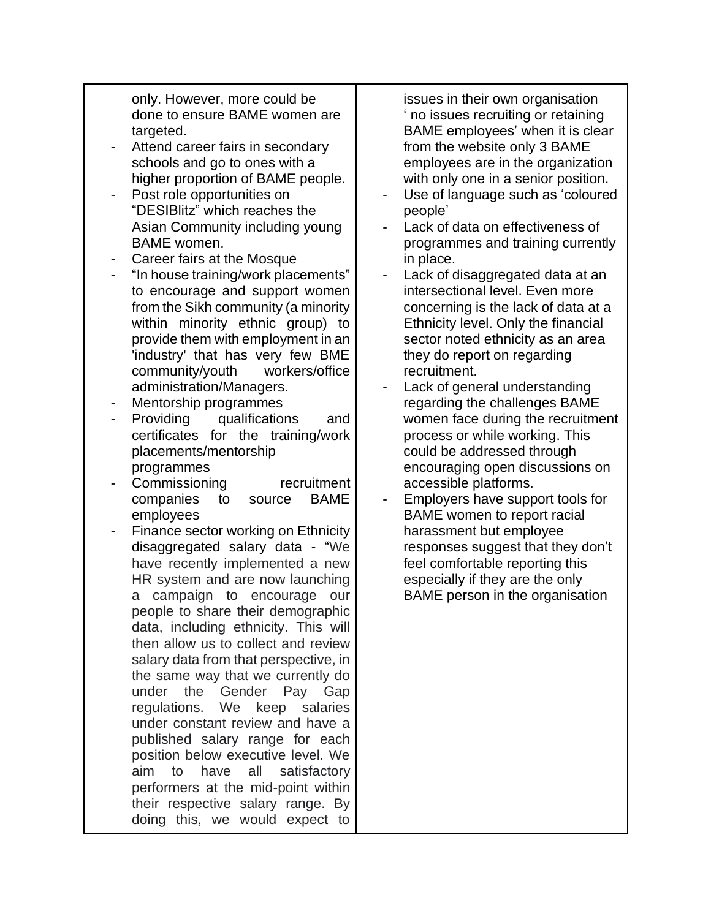| | |
|---|---|
| only. However, more could be done to ensure BAME women are targeted.<br>- Attend career fairs in secondary schools and go to ones with a higher proportion of BAME people.<br>- Post role opportunities on "DESIBlitz" which reaches the Asian Community including young BAME women.<br>- Career fairs at the Mosque<br>- "In house training/work placements" to encourage and support women from the Sikh community (a minority within minority ethnic group) to provide them with employment in an 'industry' that has very few BME community/youth workers/office administration/Managers.<br>- Mentorship programmes<br>- Providing qualifications and certificates for the training/work placements/mentorship programmes<br>- Commissioning recruitment companies to source BAME employees<br>- Finance sector working on Ethnicity disaggregated salary data - "We have recently implemented a new HR system and are now launching a campaign to encourage our people to share their demographic data, including ethnicity. This will then allow us to collect and review salary data from that perspective, in the same way that we currently do under the Gender Pay Gap regulations. We keep salaries under constant review and have a published salary range for each position below executive level. We aim to have all satisfactory performers at the mid-point within their respective salary range. By doing this, we would expect to | issues in their own organisation ' no issues recruiting or retaining BAME employees' when it is clear from the website only 3 BAME employees are in the organization with only one in a senior position.<br>- Use of language such as 'coloured people'<br>- Lack of data on effectiveness of programmes and training currently in place.<br>- Lack of disaggregated data at an intersectional level. Even more concerning is the lack of data at a Ethnicity level. Only the financial sector noted ethnicity as an area they do report on regarding recruitment.<br>- Lack of general understanding regarding the challenges BAME women face during the recruitment process or while working. This could be addressed through encouraging open discussions on accessible platforms.<br>- Employers have support tools for BAME women to report racial harassment but employee responses suggest that they don't feel comfortable reporting this especially if they are the only BAME person in the organisation |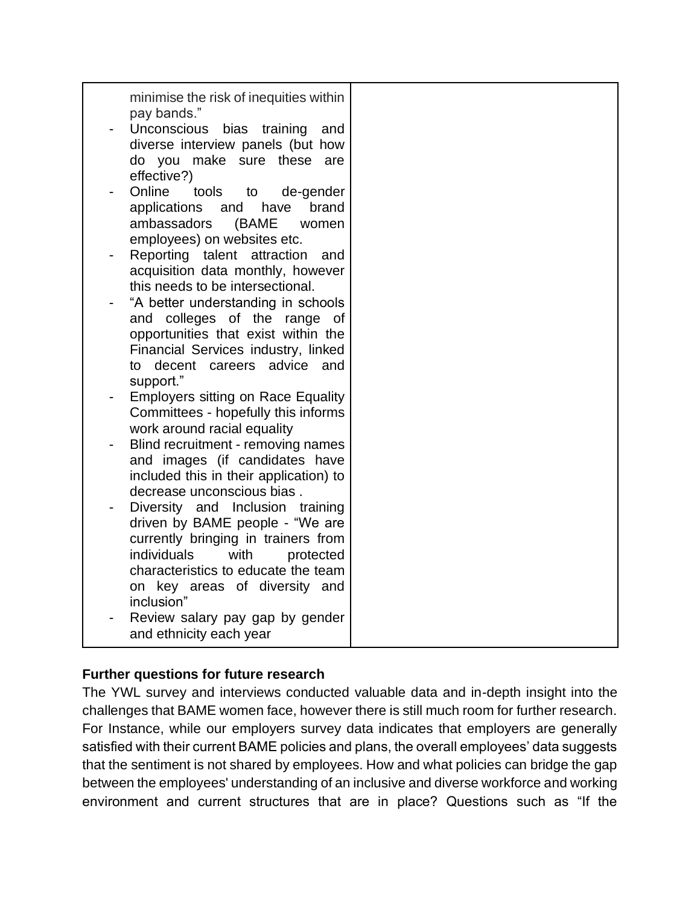| | |
|---|---|
| minimise the risk of inequities within pay bands."<br>- Unconscious bias training and diverse interview panels (but how do you make sure these are effective?)<br>- Online tools to de-gender applications and have brand ambassadors (BAME women employees) on websites etc.<br>- Reporting talent attraction and acquisition data monthly, however this needs to be intersectional.<br>- "A better understanding in schools and colleges of the range of opportunities that exist within the Financial Services industry, linked to decent careers advice and support."<br>- Employers sitting on Race Equality Committees - hopefully this informs work around racial equality<br>- Blind recruitment - removing names and images (if candidates have included this in their application) to decrease unconscious bias .<br>- Diversity and Inclusion training driven by BAME people - "We are currently bringing in trainers from individuals with protected characteristics to educate the team on key areas of diversity and inclusion"<br>- Review salary pay gap by gender and ethnicity each year | |

**Further questions for future research**

The YWL survey and interviews conducted valuable data and in-depth insight into the challenges that BAME women face, however there is still much room for further research. For Instance, while our employers survey data indicates that employers are generally satisfied with their current BAME policies and plans, the overall employees' data suggests that the sentiment is not shared by employees. How and what policies can bridge the gap between the employees' understanding of an inclusive and diverse workforce and working environment and current structures that are in place? Questions such as "If the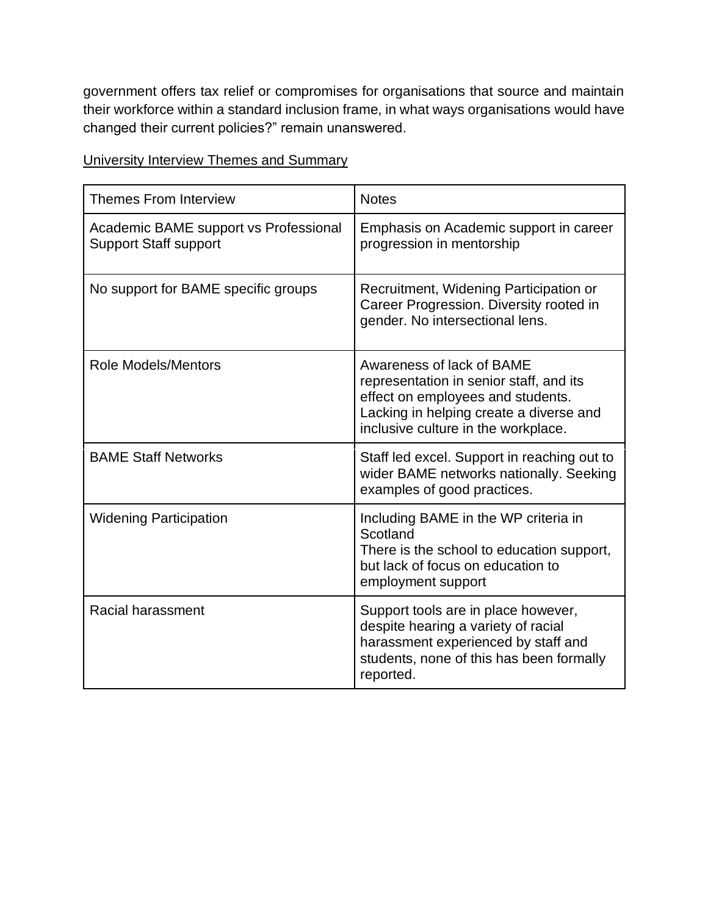government offers tax relief or compromises for organisations that source and maintain their workforce within a standard inclusion frame, in what ways organisations would have changed their current policies?" remain unanswered.

University Interview Themes and Summary

| Themes From Interview | Notes |
|---|---|
| Academic BAME support vs Professional Support Staff support | Emphasis on Academic support in career progression in mentorship |
| No support for BAME specific groups | Recruitment, Widening Participation or Career Progression. Diversity rooted in gender. No intersectional lens. |
| Role Models/Mentors | Awareness of lack of BAME representation in senior staff, and its effect on employees and students. Lacking in helping create a diverse and inclusive culture in the workplace. |
| BAME Staff Networks | Staff led excel. Support in reaching out to wider BAME networks nationally. Seeking examples of good practices. |
| Widening Participation | Including BAME in the WP criteria in Scotland<br>There is the school to education support, but lack of focus on education to employment support |
| Racial harassment | Support tools are in place however, despite hearing a variety of racial harassment experienced by staff and students, none of this has been formally reported. |